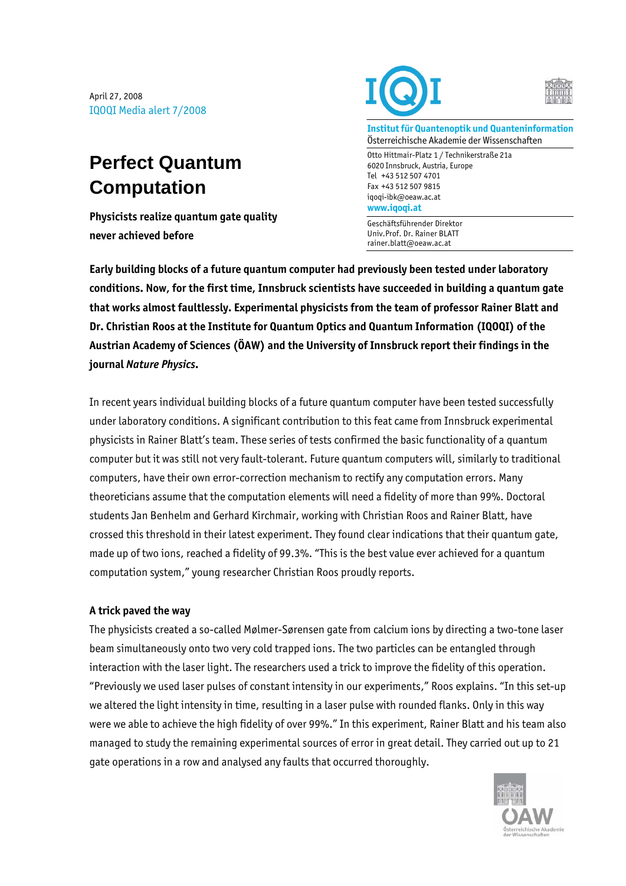April 27, 2008
IQOQI Media alert 7/2008

**Institut für Quantenoptik und Quanteninformation**
Österreichische Akademie der Wissenschaften

Otto Hittmair-Platz 1 / Technikerstraße 21a
6020 Innsbruck, Austria, Europe
Tel +43 512 507 4701
Fax +43 512 507 9815
iqoqi-ibk@oeaw.ac.at
**www.iqoqi.at**

Geschäftsführender Direktor
Univ.Prof. Dr. Rainer BLATT
rainer.blatt@oeaw.ac.at

# Perfect Quantum Computation

**Physicists realize quantum gate quality never achieved before**

**Early building blocks of a future quantum computer had previously been tested under laboratory conditions. Now, for the first time, Innsbruck scientists have succeeded in building a quantum gate that works almost faultlessly. Experimental physicists from the team of professor Rainer Blatt and Dr. Christian Roos at the Institute for Quantum Optics and Quantum Information (IQOQI) of the Austrian Academy of Sciences (ÖAW) and the University of Innsbruck report their findings in the journal *Nature Physics*.**

In recent years individual building blocks of a future quantum computer have been tested successfully under laboratory conditions. A significant contribution to this feat came from Innsbruck experimental physicists in Rainer Blatt's team. These series of tests confirmed the basic functionality of a quantum computer but it was still not very fault-tolerant. Future quantum computers will, similarly to traditional computers, have their own error-correction mechanism to rectify any computation errors. Many theoreticians assume that the computation elements will need a fidelity of more than 99%. Doctoral students Jan Benhelm and Gerhard Kirchmair, working with Christian Roos and Rainer Blatt, have crossed this threshold in their latest experiment. They found clear indications that their quantum gate, made up of two ions, reached a fidelity of 99.3%. "This is the best value ever achieved for a quantum computation system," young researcher Christian Roos proudly reports.

### A trick paved the way

The physicists created a so-called Mølmer-Sørensen gate from calcium ions by directing a two-tone laser beam simultaneously onto two very cold trapped ions. The two particles can be entangled through interaction with the laser light. The researchers used a trick to improve the fidelity of this operation. "Previously we used laser pulses of constant intensity in our experiments," Roos explains. "In this set-up we altered the light intensity in time, resulting in a laser pulse with rounded flanks. Only in this way were we able to achieve the high fidelity of over 99%." In this experiment, Rainer Blatt and his team also managed to study the remaining experimental sources of error in great detail. They carried out up to 21 gate operations in a row and analysed any faults that occurred thoroughly.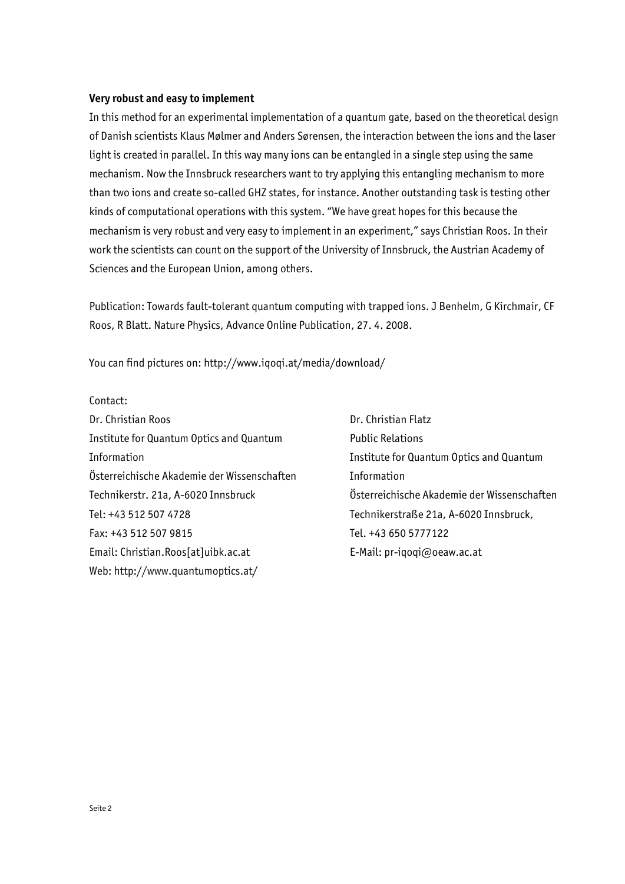**Very robust and easy to implement**

In this method for an experimental implementation of a quantum gate, based on the theoretical design of Danish scientists Klaus Mølmer and Anders Sørensen, the interaction between the ions and the laser light is created in parallel. In this way many ions can be entangled in a single step using the same mechanism. Now the Innsbruck researchers want to try applying this entangling mechanism to more than two ions and create so-called GHZ states, for instance. Another outstanding task is testing other kinds of computational operations with this system. "We have great hopes for this because the mechanism is very robust and very easy to implement in an experiment," says Christian Roos. In their work the scientists can count on the support of the University of Innsbruck, the Austrian Academy of Sciences and the European Union, among others.

Publication: Towards fault-tolerant quantum computing with trapped ions. J Benhelm, G Kirchmair, CF Roos, R Blatt. Nature Physics, Advance Online Publication, 27. 4. 2008.

You can find pictures on: http://www.iqoqi.at/media/download/

Contact:

Dr. Christian Roos
Institute for Quantum Optics and Quantum Information
Österreichische Akademie der Wissenschaften
Technikerstr. 21a, A-6020 Innsbruck
Tel: +43 512 507 4728
Fax: +43 512 507 9815
Email: Christian.Roos[at]uibk.ac.at
Web: http://www.quantumoptics.at/

Dr. Christian Flatz
Public Relations
Institute for Quantum Optics and Quantum Information
Österreichische Akademie der Wissenschaften
Technikerstraße 21a, A-6020 Innsbruck,
Tel. +43 650 5777122
E-Mail: pr-iqoqi@oeaw.ac.at